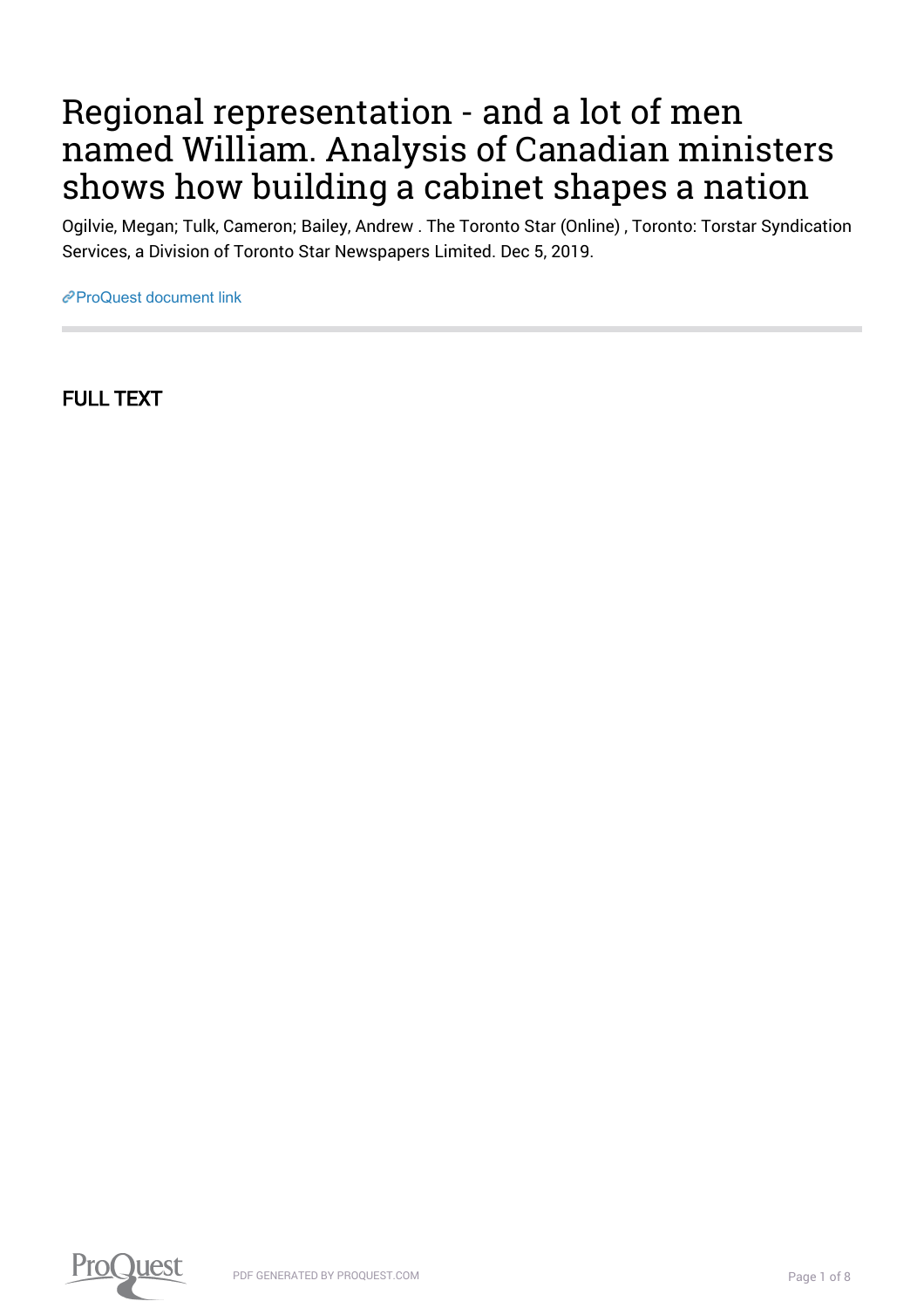# Regional representation - and a lot of men named William. Analysis of Canadian ministers shows how building a cabinet shapes a nation

Ogilvie, Megan; Tulk, Cameron; Bailey, Andrew . The Toronto Star (Online) , Toronto: Torstar Syndication Services, a Division of Toronto Star Newspapers Limited. Dec 5, 2019.

ProQuest document link

## FULL TEXT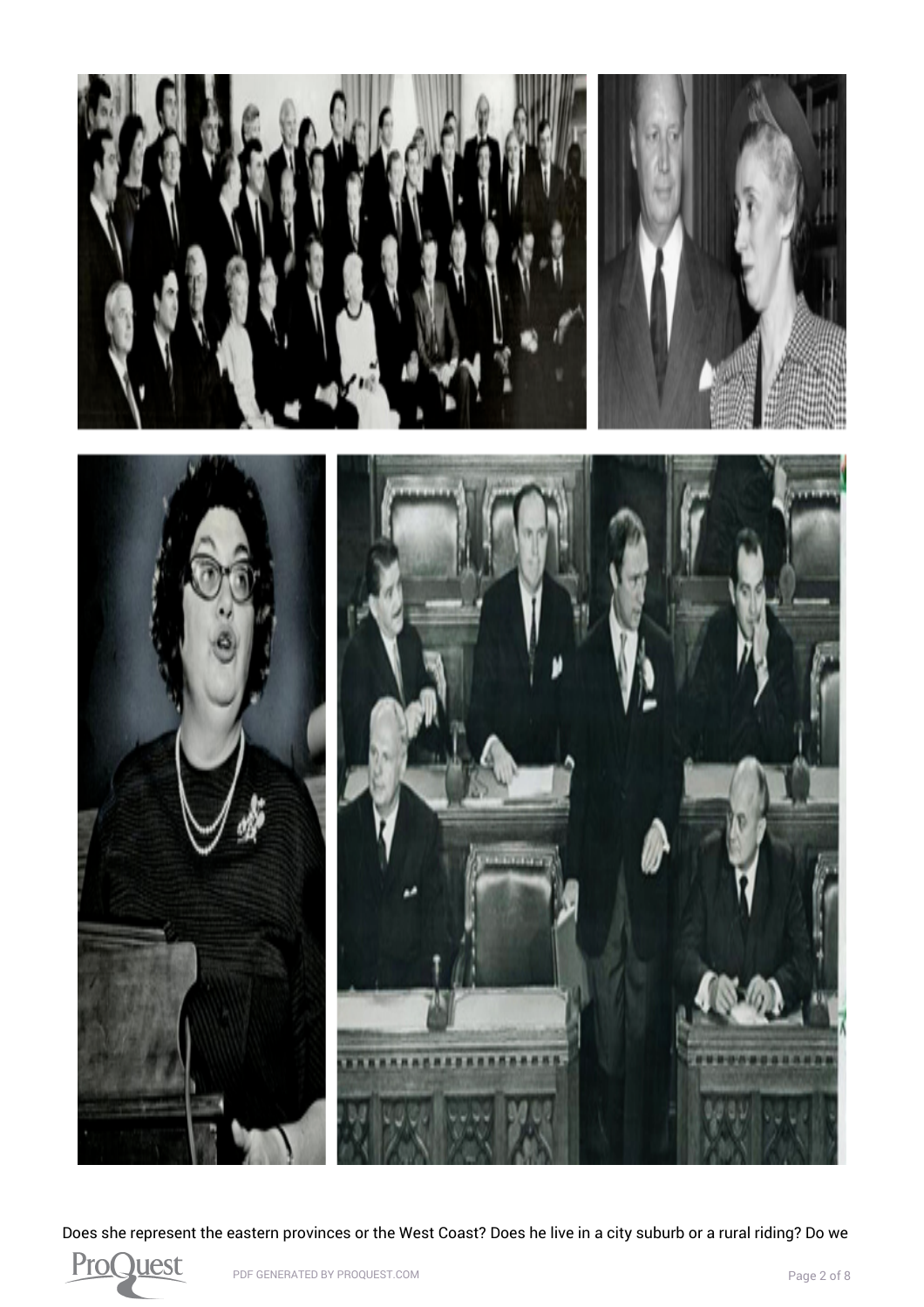Does she represent the eastern provinces or the West Coast? Does he live in a city suburb or a rural riding? Do we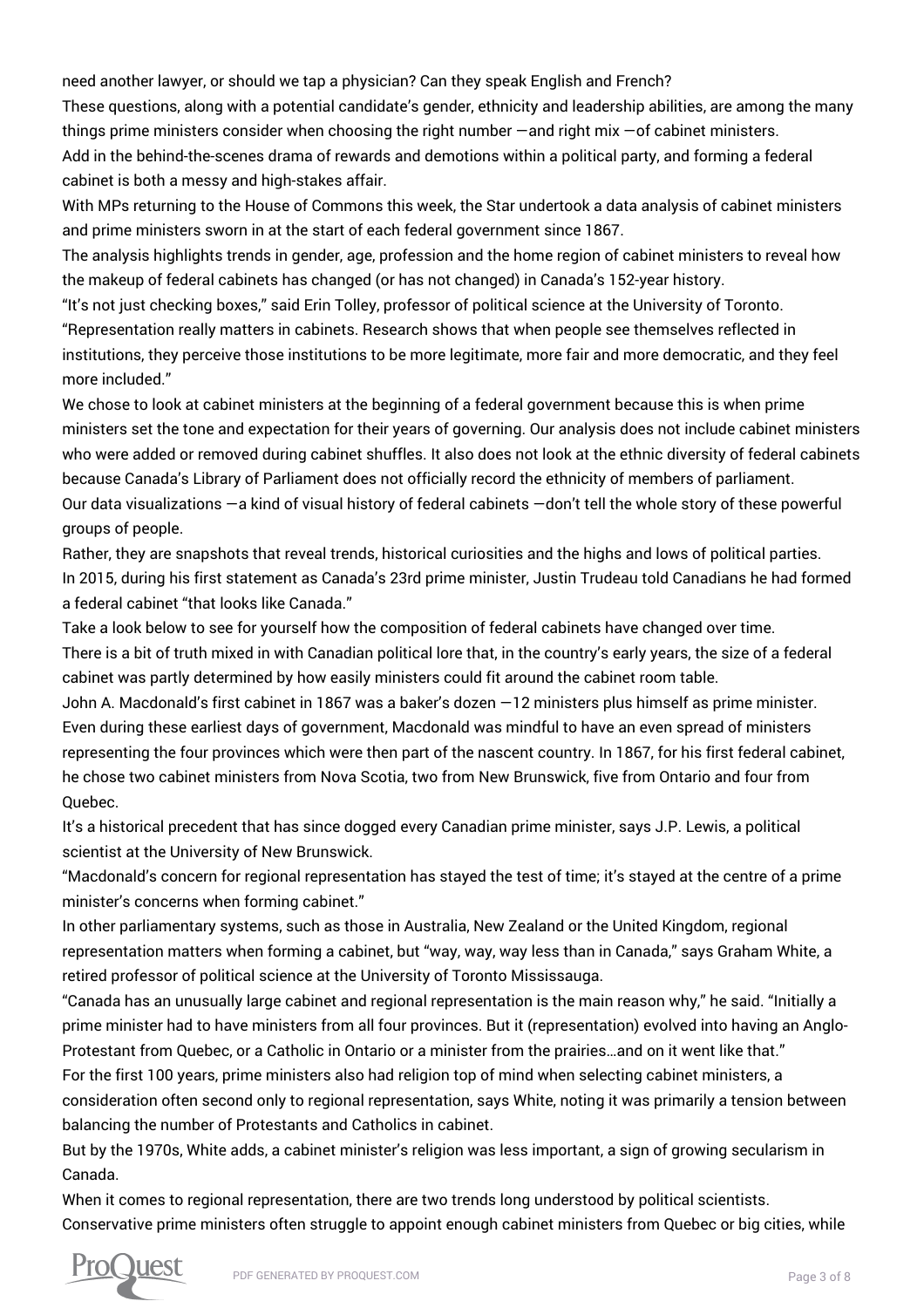need another lawyer, or should we tap a physician? Can they speak English and French?

These questions, along with a potential candidate's gender, ethnicity and leadership abilities, are among the many things prime ministers consider when choosing the right number —and right mix —of cabinet ministers.

Add in the behind-the-scenes drama of rewards and demotions within a political party, and forming a federal cabinet is both a messy and high-stakes affair.

With MPs returning to the House of Commons this week, the Star undertook a data analysis of cabinet ministers and prime ministers sworn in at the start of each federal government since 1867.

The analysis highlights trends in gender, age, profession and the home region of cabinet ministers to reveal how the makeup of federal cabinets has changed (or has not changed) in Canada's 152-year history.

"It's not just checking boxes," said Erin Tolley, professor of political science at the University of Toronto. "Representation really matters in cabinets. Research shows that when people see themselves reflected in institutions, they perceive those institutions to be more legitimate, more fair and more democratic, and they feel more included."

We chose to look at cabinet ministers at the beginning of a federal government because this is when prime ministers set the tone and expectation for their years of governing. Our analysis does not include cabinet ministers who were added or removed during cabinet shuffles. It also does not look at the ethnic diversity of federal cabinets because Canada's Library of Parliament does not officially record the ethnicity of members of parliament.

Our data visualizations —a kind of visual history of federal cabinets —don't tell the whole story of these powerful groups of people.

Rather, they are snapshots that reveal trends, historical curiosities and the highs and lows of political parties.

In 2015, during his first statement as Canada's 23rd prime minister, Justin Trudeau told Canadians he had formed a federal cabinet "that looks like Canada."

Take a look below to see for yourself how the composition of federal cabinets have changed over time.

There is a bit of truth mixed in with Canadian political lore that, in the country's early years, the size of a federal cabinet was partly determined by how easily ministers could fit around the cabinet room table.

John A. Macdonald's first cabinet in 1867 was a baker's dozen —12 ministers plus himself as prime minister. Even during these earliest days of government, Macdonald was mindful to have an even spread of ministers representing the four provinces which were then part of the nascent country. In 1867, for his first federal cabinet, he chose two cabinet ministers from Nova Scotia, two from New Brunswick, five from Ontario and four from Quebec.

It's a historical precedent that has since dogged every Canadian prime minister, says J.P. Lewis, a political scientist at the University of New Brunswick.

"Macdonald's concern for regional representation has stayed the test of time; it's stayed at the centre of a prime minister's concerns when forming cabinet."

In other parliamentary systems, such as those in Australia, New Zealand or the United Kingdom, regional representation matters when forming a cabinet, but "way, way, way less than in Canada," says Graham White, a retired professor of political science at the University of Toronto Mississauga.

"Canada has an unusually large cabinet and regional representation is the main reason why," he said. "Initially a prime minister had to have ministers from all four provinces. But it (representation) evolved into having an Anglo-Protestant from Quebec, or a Catholic in Ontario or a minister from the prairies…and on it went like that."

For the first 100 years, prime ministers also had religion top of mind when selecting cabinet ministers, a consideration often second only to regional representation, says White, noting it was primarily a tension between balancing the number of Protestants and Catholics in cabinet.

But by the 1970s, White adds, a cabinet minister's religion was less important, a sign of growing secularism in Canada.

When it comes to regional representation, there are two trends long understood by political scientists. Conservative prime ministers often struggle to appoint enough cabinet ministers from Quebec or big cities, while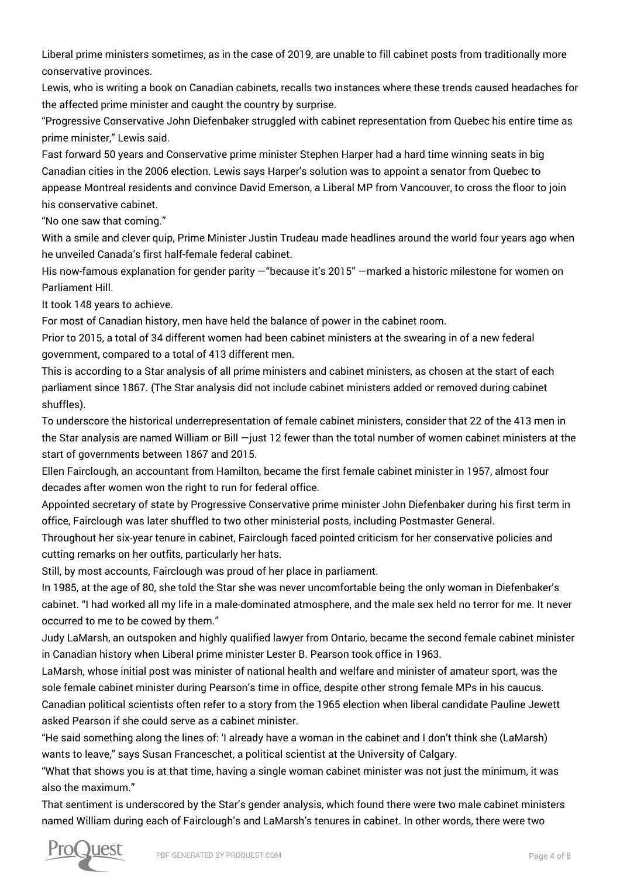Liberal prime ministers sometimes, as in the case of 2019, are unable to fill cabinet posts from traditionally more conservative provinces.

Lewis, who is writing a book on Canadian cabinets, recalls two instances where these trends caused headaches for the affected prime minister and caught the country by surprise.

"Progressive Conservative John Diefenbaker struggled with cabinet representation from Quebec his entire time as prime minister," Lewis said.

Fast forward 50 years and Conservative prime minister Stephen Harper had a hard time winning seats in big Canadian cities in the 2006 election. Lewis says Harper's solution was to appoint a senator from Quebec to appease Montreal residents and convince David Emerson, a Liberal MP from Vancouver, to cross the floor to join his conservative cabinet.

"No one saw that coming."

With a smile and clever quip, Prime Minister Justin Trudeau made headlines around the world four years ago when he unveiled Canada's first half-female federal cabinet.

His now-famous explanation for gender parity —"because it's 2015" —marked a historic milestone for women on Parliament Hill.

It took 148 years to achieve.

For most of Canadian history, men have held the balance of power in the cabinet room.

Prior to 2015, a total of 34 different women had been cabinet ministers at the swearing in of a new federal government, compared to a total of 413 different men.

This is according to a Star analysis of all prime ministers and cabinet ministers, as chosen at the start of each parliament since 1867. (The Star analysis did not include cabinet ministers added or removed during cabinet shuffles).

To underscore the historical underrepresentation of female cabinet ministers, consider that 22 of the 413 men in the Star analysis are named William or Bill —just 12 fewer than the total number of women cabinet ministers at the start of governments between 1867 and 2015.

Ellen Fairclough, an accountant from Hamilton, became the first female cabinet minister in 1957, almost four decades after women won the right to run for federal office.

Appointed secretary of state by Progressive Conservative prime minister John Diefenbaker during his first term in office, Fairclough was later shuffled to two other ministerial posts, including Postmaster General.

Throughout her six-year tenure in cabinet, Fairclough faced pointed criticism for her conservative policies and cutting remarks on her outfits, particularly her hats.

Still, by most accounts, Fairclough was proud of her place in parliament.

In 1985, at the age of 80, she told the Star she was never uncomfortable being the only woman in Diefenbaker's cabinet. "I had worked all my life in a male-dominated atmosphere, and the male sex held no terror for me. It never occurred to me to be cowed by them."

Judy LaMarsh, an outspoken and highly qualified lawyer from Ontario, became the second female cabinet minister in Canadian history when Liberal prime minister Lester B. Pearson took office in 1963.

LaMarsh, whose initial post was minister of national health and welfare and minister of amateur sport, was the sole female cabinet minister during Pearson's time in office, despite other strong female MPs in his caucus.

Canadian political scientists often refer to a story from the 1965 election when liberal candidate Pauline Jewett asked Pearson if she could serve as a cabinet minister.

"He said something along the lines of: 'I already have a woman in the cabinet and I don't think she (LaMarsh) wants to leave," says Susan Franceschet, a political scientist at the University of Calgary.

"What that shows you is at that time, having a single woman cabinet minister was not just the minimum, it was also the maximum."

That sentiment is underscored by the Star's gender analysis, which found there were two male cabinet ministers named William during each of Fairclough's and LaMarsh's tenures in cabinet. In other words, there were two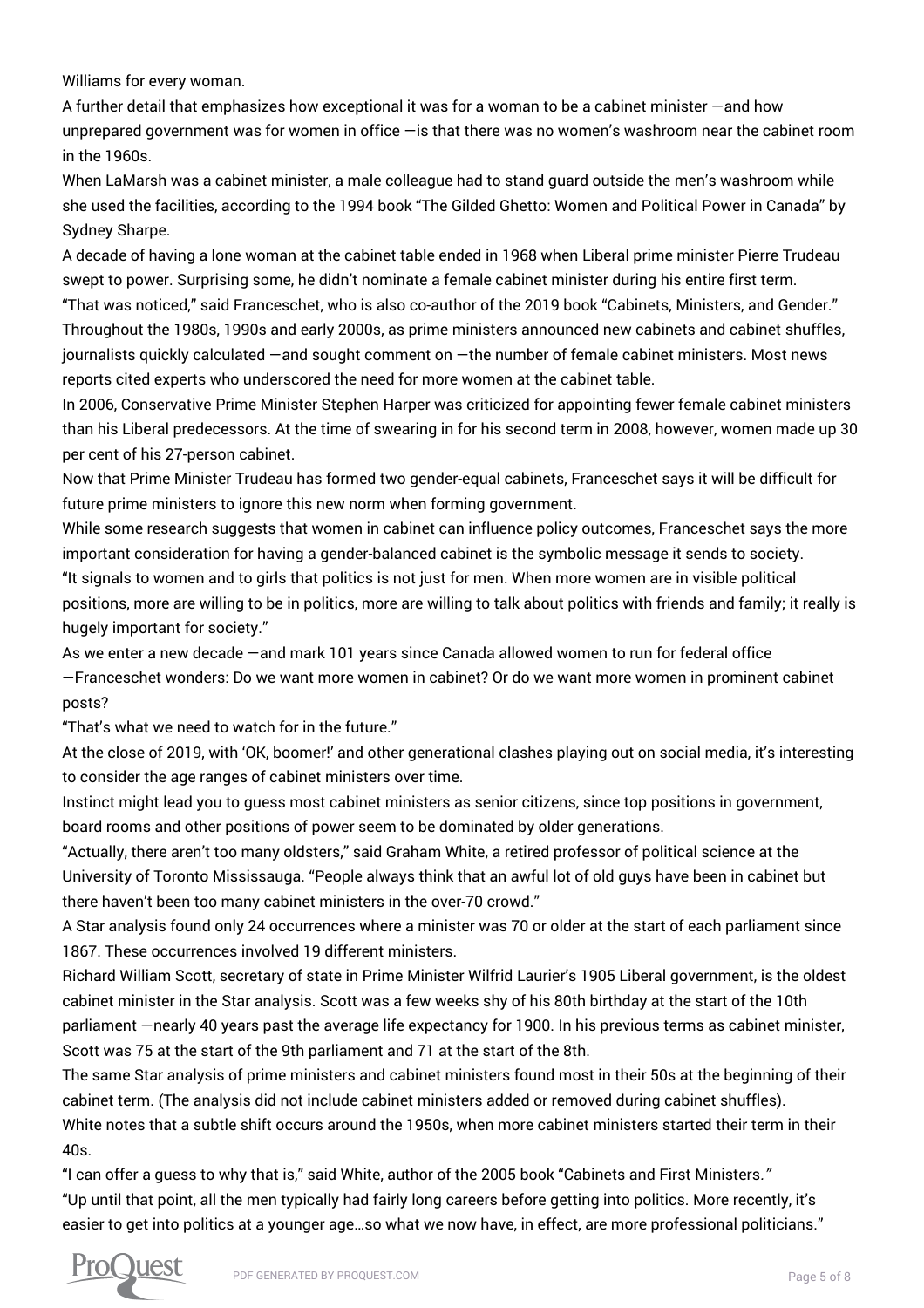Williams for every woman.

A further detail that emphasizes how exceptional it was for a woman to be a cabinet minister —and how unprepared government was for women in office —is that there was no women's washroom near the cabinet room in the 1960s.

When LaMarsh was a cabinet minister, a male colleague had to stand guard outside the men's washroom while she used the facilities, according to the 1994 book "The Gilded Ghetto: Women and Political Power in Canada" by Sydney Sharpe.

A decade of having a lone woman at the cabinet table ended in 1968 when Liberal prime minister Pierre Trudeau swept to power. Surprising some, he didn't nominate a female cabinet minister during his entire first term.

"That was noticed," said Franceschet, who is also co-author of the 2019 book "Cabinets, Ministers, and Gender."

Throughout the 1980s, 1990s and early 2000s, as prime ministers announced new cabinets and cabinet shuffles, journalists quickly calculated —and sought comment on —the number of female cabinet ministers. Most news reports cited experts who underscored the need for more women at the cabinet table.

In 2006, Conservative Prime Minister Stephen Harper was criticized for appointing fewer female cabinet ministers than his Liberal predecessors. At the time of swearing in for his second term in 2008, however, women made up 30 per cent of his 27-person cabinet.

Now that Prime Minister Trudeau has formed two gender-equal cabinets, Franceschet says it will be difficult for future prime ministers to ignore this new norm when forming government.

While some research suggests that women in cabinet can influence policy outcomes, Franceschet says the more important consideration for having a gender-balanced cabinet is the symbolic message it sends to society.

"It signals to women and to girls that politics is not just for men. When more women are in visible political positions, more are willing to be in politics, more are willing to talk about politics with friends and family; it really is hugely important for society."

As we enter a new decade —and mark 101 years since Canada allowed women to run for federal office —Franceschet wonders: Do we want more women in cabinet? Or do we want more women in prominent cabinet posts?

"That's what we need to watch for in the future."

At the close of 2019, with 'OK, boomer!' and other generational clashes playing out on social media, it's interesting to consider the age ranges of cabinet ministers over time.

Instinct might lead you to guess most cabinet ministers as senior citizens, since top positions in government, board rooms and other positions of power seem to be dominated by older generations.

"Actually, there aren't too many oldsters," said Graham White, a retired professor of political science at the University of Toronto Mississauga. "People always think that an awful lot of old guys have been in cabinet but there haven't been too many cabinet ministers in the over-70 crowd."

A Star analysis found only 24 occurrences where a minister was 70 or older at the start of each parliament since 1867. These occurrences involved 19 different ministers.

Richard William Scott, secretary of state in Prime Minister Wilfrid Laurier's 1905 Liberal government, is the oldest cabinet minister in the Star analysis. Scott was a few weeks shy of his 80th birthday at the start of the 10th parliament —nearly 40 years past the average life expectancy for 1900. In his previous terms as cabinet minister, Scott was 75 at the start of the 9th parliament and 71 at the start of the 8th.

The same Star analysis of prime ministers and cabinet ministers found most in their 50s at the beginning of their cabinet term. (The analysis did not include cabinet ministers added or removed during cabinet shuffles).

White notes that a subtle shift occurs around the 1950s, when more cabinet ministers started their term in their 40s.

"I can offer a guess to why that is," said White, author of the 2005 book "Cabinets and First Ministers."

"Up until that point, all the men typically had fairly long careers before getting into politics. More recently, it's easier to get into politics at a younger age…so what we now have, in effect, are more professional politicians."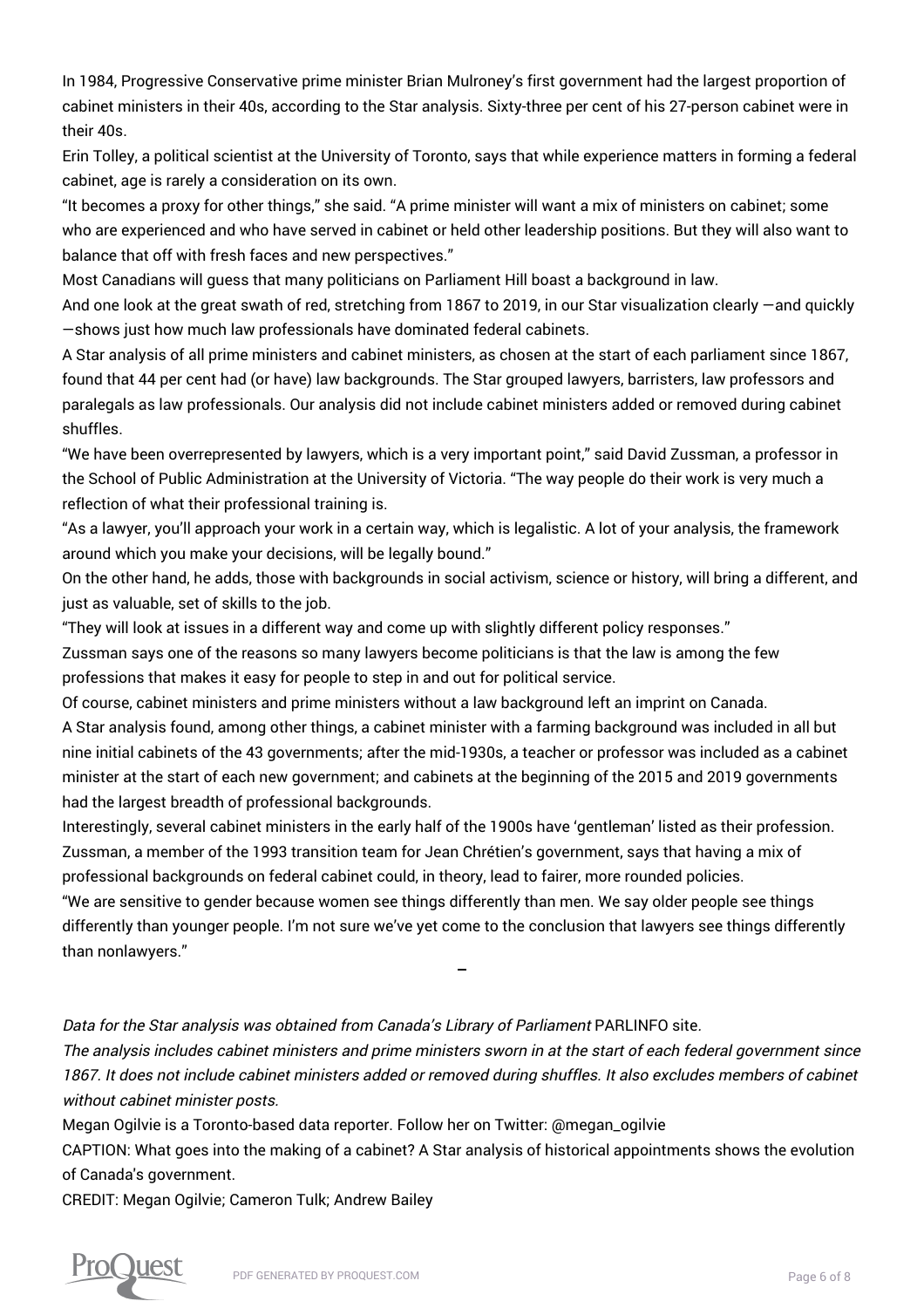In 1984, Progressive Conservative prime minister Brian Mulroney's first government had the largest proportion of cabinet ministers in their 40s, according to the Star analysis. Sixty-three per cent of his 27-person cabinet were in their 40s.

Erin Tolley, a political scientist at the University of Toronto, says that while experience matters in forming a federal cabinet, age is rarely a consideration on its own.

"It becomes a proxy for other things," she said. "A prime minister will want a mix of ministers on cabinet; some who are experienced and who have served in cabinet or held other leadership positions. But they will also want to balance that off with fresh faces and new perspectives."

Most Canadians will guess that many politicians on Parliament Hill boast a background in law.

And one look at the great swath of red, stretching from 1867 to 2019, in our Star visualization clearly —and quickly —shows just how much law professionals have dominated federal cabinets.

A Star analysis of all prime ministers and cabinet ministers, as chosen at the start of each parliament since 1867, found that 44 per cent had (or have) law backgrounds. The Star grouped lawyers, barristers, law professors and paralegals as law professionals. Our analysis did not include cabinet ministers added or removed during cabinet shuffles.

"We have been overrepresented by lawyers, which is a very important point," said David Zussman, a professor in the School of Public Administration at the University of Victoria. "The way people do their work is very much a reflection of what their professional training is.

"As a lawyer, you'll approach your work in a certain way, which is legalistic. A lot of your analysis, the framework around which you make your decisions, will be legally bound."

On the other hand, he adds, those with backgrounds in social activism, science or history, will bring a different, and just as valuable, set of skills to the job.

"They will look at issues in a different way and come up with slightly different policy responses."

Zussman says one of the reasons so many lawyers become politicians is that the law is among the few professions that makes it easy for people to step in and out for political service.

Of course, cabinet ministers and prime ministers without a law background left an imprint on Canada.

A Star analysis found, among other things, a cabinet minister with a farming background was included in all but nine initial cabinets of the 43 governments; after the mid-1930s, a teacher or professor was included as a cabinet minister at the start of each new government; and cabinets at the beginning of the 2015 and 2019 governments had the largest breadth of professional backgrounds.

Interestingly, several cabinet ministers in the early half of the 1900s have 'gentleman' listed as their profession.

Zussman, a member of the 1993 transition team for Jean Chrétien's government, says that having a mix of professional backgrounds on federal cabinet could, in theory, lead to fairer, more rounded policies.

"We are sensitive to gender because women see things differently than men. We say older people see things differently than younger people. I'm not sure we've yet come to the conclusion that lawyers see things differently than nonlawyers."

—

*Data for the Star analysis was obtained from Canada's Library of Parliament* PARLINFO site.

*The analysis includes cabinet ministers and prime ministers sworn in at the start of each federal government since 1867. It does not include cabinet ministers added or removed during shuffles. It also excludes members of cabinet without cabinet minister posts.*

Megan Ogilvie is a Toronto-based data reporter. Follow her on Twitter: @megan_ogilvie

CAPTION: What goes into the making of a cabinet? A Star analysis of historical appointments shows the evolution of Canada's government.

CREDIT: Megan Ogilvie; Cameron Tulk; Andrew Bailey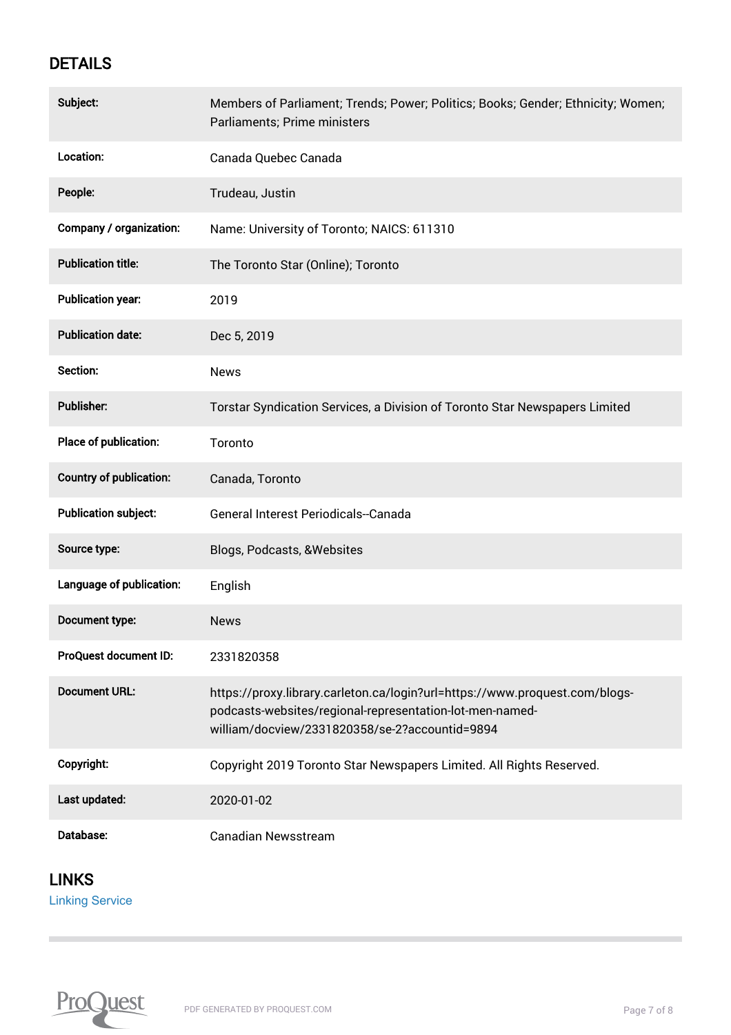## DETAILS

| | |
|---|---|
| **Subject:** | Members of Parliament; Trends; Power; Politics; Books; Gender; Ethnicity; Women; Parliaments; Prime ministers |
| **Location:** | Canada Quebec Canada |
| **People:** | Trudeau, Justin |
| **Company / organization:** | Name: University of Toronto; NAICS: 611310 |
| **Publication title:** | The Toronto Star (Online); Toronto |
| **Publication year:** | 2019 |
| **Publication date:** | Dec 5, 2019 |
| **Section:** | News |
| **Publisher:** | Torstar Syndication Services, a Division of Toronto Star Newspapers Limited |
| **Place of publication:** | Toronto |
| **Country of publication:** | Canada, Toronto |
| **Publication subject:** | General Interest Periodicals--Canada |
| **Source type:** | Blogs, Podcasts, &Websites |
| **Language of publication:** | English |
| **Document type:** | News |
| **ProQuest document ID:** | 2331820358 |
| **Document URL:** | https://proxy.library.carleton.ca/login?url=https://www.proquest.com/blogs-podcasts-websites/regional-representation-lot-men-named-william/docview/2331820358/se-2?accountid=9894 |
| **Copyright:** | Copyright 2019 Toronto Star Newspapers Limited. All Rights Reserved. |
| **Last updated:** | 2020-01-02 |
| **Database:** | Canadian Newsstream |

## LINKS

Linking Service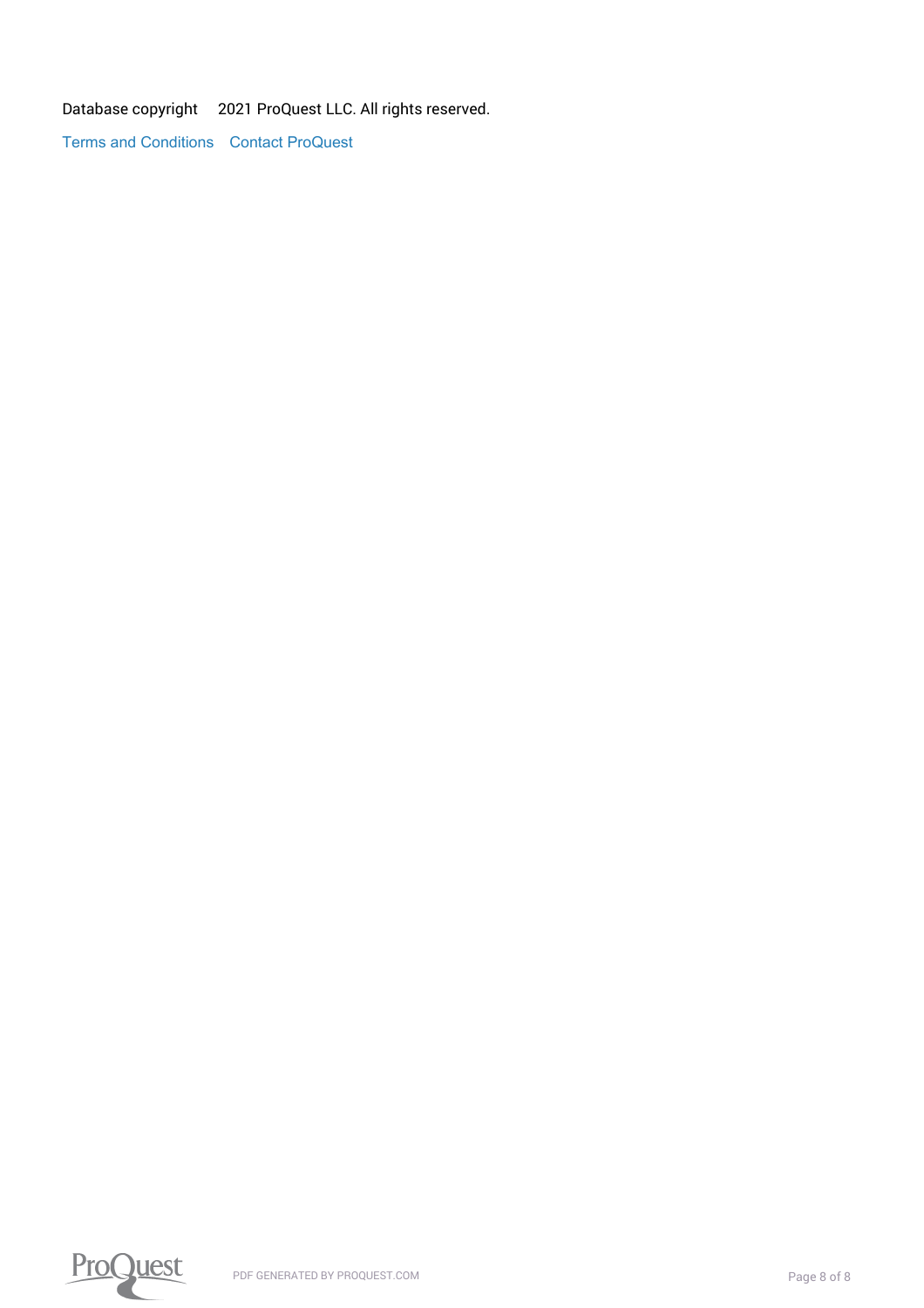Database copyright 2021 ProQuest LLC. All rights reserved.

Terms and Conditions Contact ProQuest